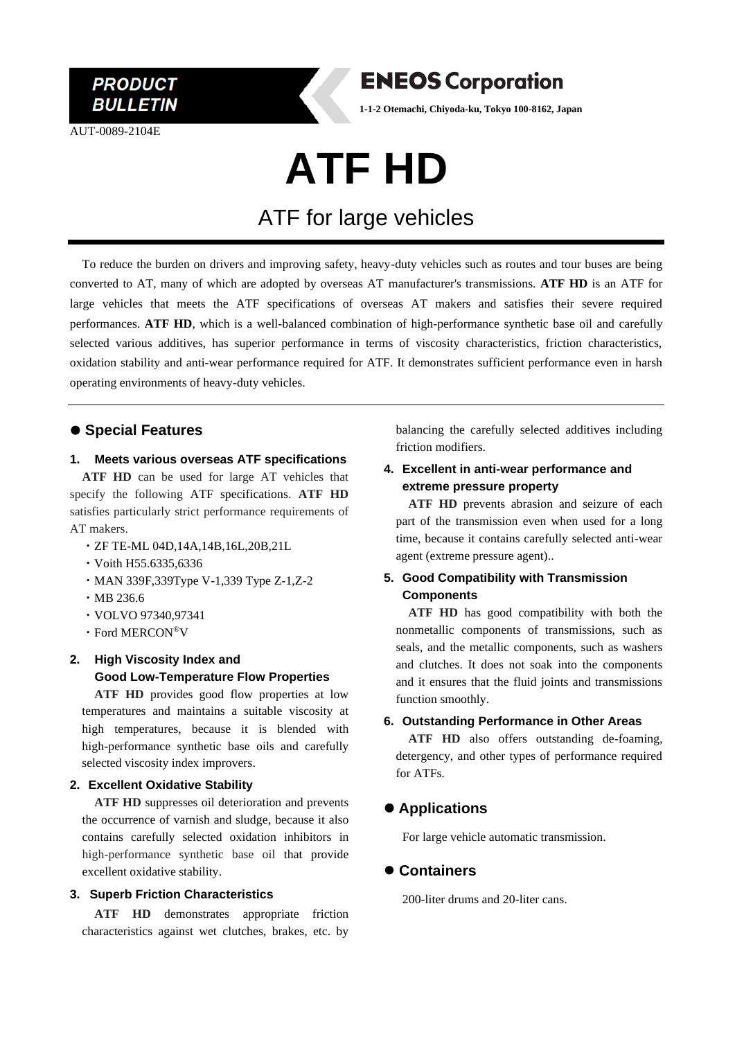PRODUCT BULLETIN

**ENEOS Corporation**

1-1-2 Otemachi, Chiyoda-ku, Tokyo 100-8162, Japan

AUT-0089-2104E

# ATF HD

## ATF for large vehicles

To reduce the burden on drivers and improving safety, heavy-duty vehicles such as routes and tour buses are being converted to AT, many of which are adopted by overseas AT manufacturer's transmissions. **ATF HD** is an ATF for large vehicles that meets the ATF specifications of overseas AT makers and satisfies their severe required performances. **ATF HD**, which is a well-balanced combination of high-performance synthetic base oil and carefully selected various additives, has superior performance in terms of viscosity characteristics, friction characteristics, oxidation stability and anti-wear performance required for ATF. It demonstrates sufficient performance even in harsh operating environments of heavy-duty vehicles.

## ● Special Features

### 1. Meets various overseas ATF specifications

**ATF HD** can be used for large AT vehicles that specify the following ATF specifications. **ATF HD** satisfies particularly strict performance requirements of AT makers.

- ZF TE-ML 04D,14A,14B,16L,20B,21L
- Voith H55.6335,6336
- MAN 339F,339Type V-1,339 Type Z-1,Z-2
- MB 236.6
- VOLVO 97340,97341
- Ford MERCON®V

### 2. High Viscosity Index and Good Low-Temperature Flow Properties

**ATF HD** provides good flow properties at low temperatures and maintains a suitable viscosity at high temperatures, because it is blended with high-performance synthetic base oils and carefully selected viscosity index improvers.

### 2. Excellent Oxidative Stability

**ATF HD** suppresses oil deterioration and prevents the occurrence of varnish and sludge, because it also contains carefully selected oxidation inhibitors in high-performance synthetic base oil that provide excellent oxidative stability.

### 3. Superb Friction Characteristics

**ATF HD** demonstrates appropriate friction characteristics against wet clutches, brakes, etc. by balancing the carefully selected additives including friction modifiers.

### 4. Excellent in anti-wear performance and extreme pressure property

**ATF HD** prevents abrasion and seizure of each part of the transmission even when used for a long time, because it contains carefully selected anti-wear agent (extreme pressure agent)..

### 5. Good Compatibility with Transmission Components

**ATF HD** has good compatibility with both the nonmetallic components of transmissions, such as seals, and the metallic components, such as washers and clutches. It does not soak into the components and it ensures that the fluid joints and transmissions function smoothly.

### 6. Outstanding Performance in Other Areas

**ATF HD** also offers outstanding de-foaming, detergency, and other types of performance required for ATFs.

## ● Applications

For large vehicle automatic transmission.

## ● Containers

200-liter drums and 20-liter cans.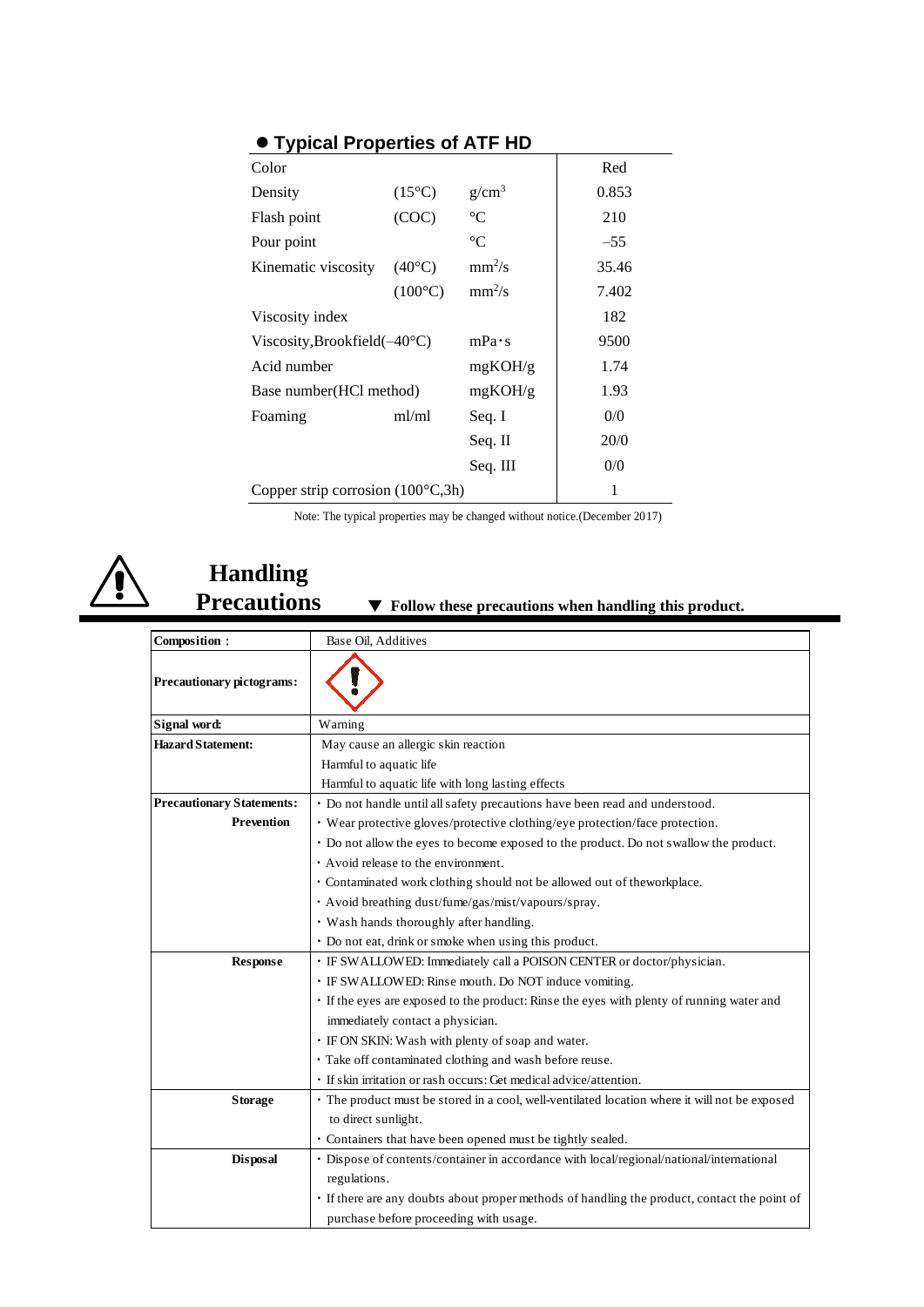## ● Typical Properties of ATF HD

| | | | |
|---|---|---|---|
| Color | | | Red |
| Density | (15°C) | $g/cm^3$ | 0.853 |
| Flash point | (COC) | °C | 210 |
| Pour point | | °C | –55 |
| Kinematic viscosity | (40°C) | $mm^2/s$ | 35.46 |
| | (100°C) | $mm^2/s$ | 7.402 |
| Viscosity index | | | 182 |
| Viscosity,Brookfield(–40°C) | | mPa·s | 9500 |
| Acid number | | mgKOH/g | 1.74 |
| Base number(HCl method) | | mgKOH/g | 1.93 |
| Foaming | ml/ml | Seq. I | 0/0 |
| | | Seq. II | 20/0 |
| | | Seq. III | 0/0 |
| Copper strip corrosion (100°C,3h) | | | 1 |

Note: The typical properties may be changed without notice.(December 2017)

## Handling Precautions

▼ **Follow these precautions when handling this product.**

| | |
|---|---|
| **Composition：** | Base Oil, Additives |
| **Precautionary pictograms:** | |
| **Signal word:** | Warning |
| **Hazard Statement:** | May cause an allergic skin reaction<br>Harmful to aquatic life<br>Harmful to aquatic life with long lasting effects |
| **Precautionary Statements:**<br>**Prevention** | · Do not handle until all safety precautions have been read and understood.<br>· Wear protective gloves/protective clothing/eye protection/face protection.<br>· Do not allow the eyes to become exposed to the product. Do not swallow the product.<br>· Avoid release to the environment.<br>· Contaminated work clothing should not be allowed out of theworkplace.<br>· Avoid breathing dust/fume/gas/mist/vapours/spray.<br>· Wash hands thoroughly after handling.<br>· Do not eat, drink or smoke when using this product. |
| **Response** | · IF SWALLOWED: Immediately call a POISON CENTER or doctor/physician.<br>· IF SWALLOWED: Rinse mouth. Do NOT induce vomiting.<br>· If the eyes are exposed to the product: Rinse the eyes with plenty of running water and immediately contact a physician.<br>· IF ON SKIN: Wash with plenty of soap and water.<br>· Take off contaminated clothing and wash before reuse.<br>· If skin irritation or rash occurs: Get medical advice/attention. |
| **Storage** | · The product must be stored in a cool, well-ventilated location where it will not be exposed to direct sunlight.<br>· Containers that have been opened must be tightly sealed. |
| **Disposal** | · Dispose of contents/container in accordance with local/regional/national/international regulations.<br>· If there are any doubts about proper methods of handling the product, contact the point of purchase before proceeding with usage. |